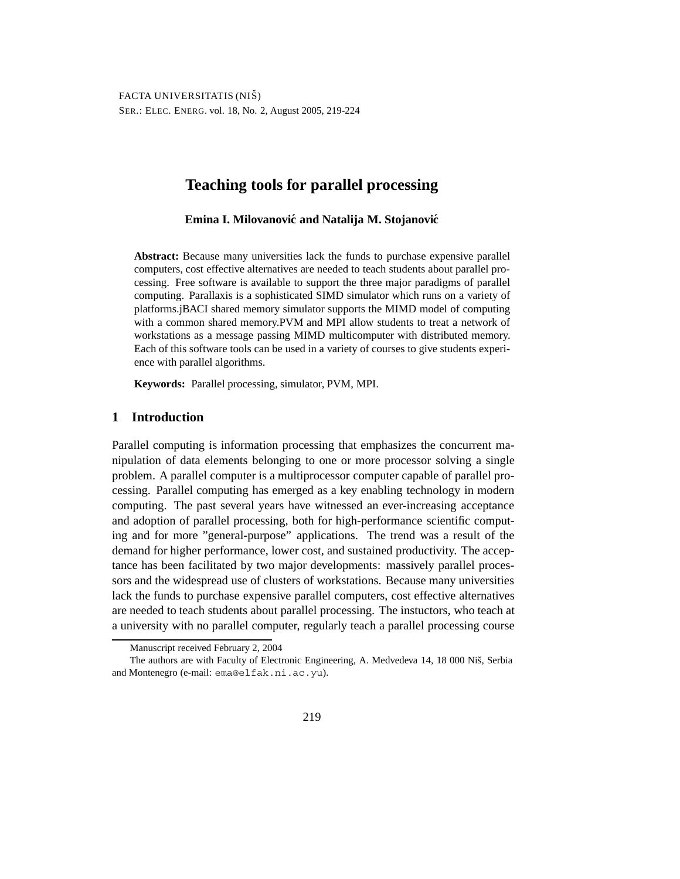# Teaching tools for parallel processing

**Emina I. Milovanović and Natalija M. Stojanović**

**Abstract:** Because many universities lack the funds to purchase expensive parallel computers, cost effective alternatives are needed to teach students about parallel processing. Free software is available to support the three major paradigms of parallel computing. Parallaxis is a sophisticated SIMD simulator which runs on a variety of platforms.jBACI shared memory simulator supports the MIMD model of computing with a common shared memory.PVM and MPI allow students to treat a network of workstations as a message passing MIMD multicomputer with distributed memory. Each of this software tools can be used in a variety of courses to give students experience with parallel algorithms.

**Keywords:** Parallel processing, simulator, PVM, MPI.

## 1 Introduction

Parallel computing is information processing that emphasizes the concurrent manipulation of data elements belonging to one or more processor solving a single problem. A parallel computer is a multiprocessor computer capable of parallel processing. Parallel computing has emerged as a key enabling technology in modern computing. The past several years have witnessed an ever-increasing acceptance and adoption of parallel processing, both for high-performance scientific computing and for more "general-purpose" applications. The trend was a result of the demand for higher performance, lower cost, and sustained productivity. The acceptance has been facilitated by two major developments: massively parallel processors and the widespread use of clusters of workstations. Because many universities lack the funds to purchase expensive parallel computers, cost effective alternatives are needed to teach students about parallel processing. The instuctors, who teach at a university with no parallel computer, regularly teach a parallel processing course

---

Manuscript received February 2, 2004

The authors are with Faculty of Electronic Engineering, A. Medvedeva 14, 18 000 Niš, Serbia and Montenegro (e-mail: `ema@elfak.ni.ac.yu`).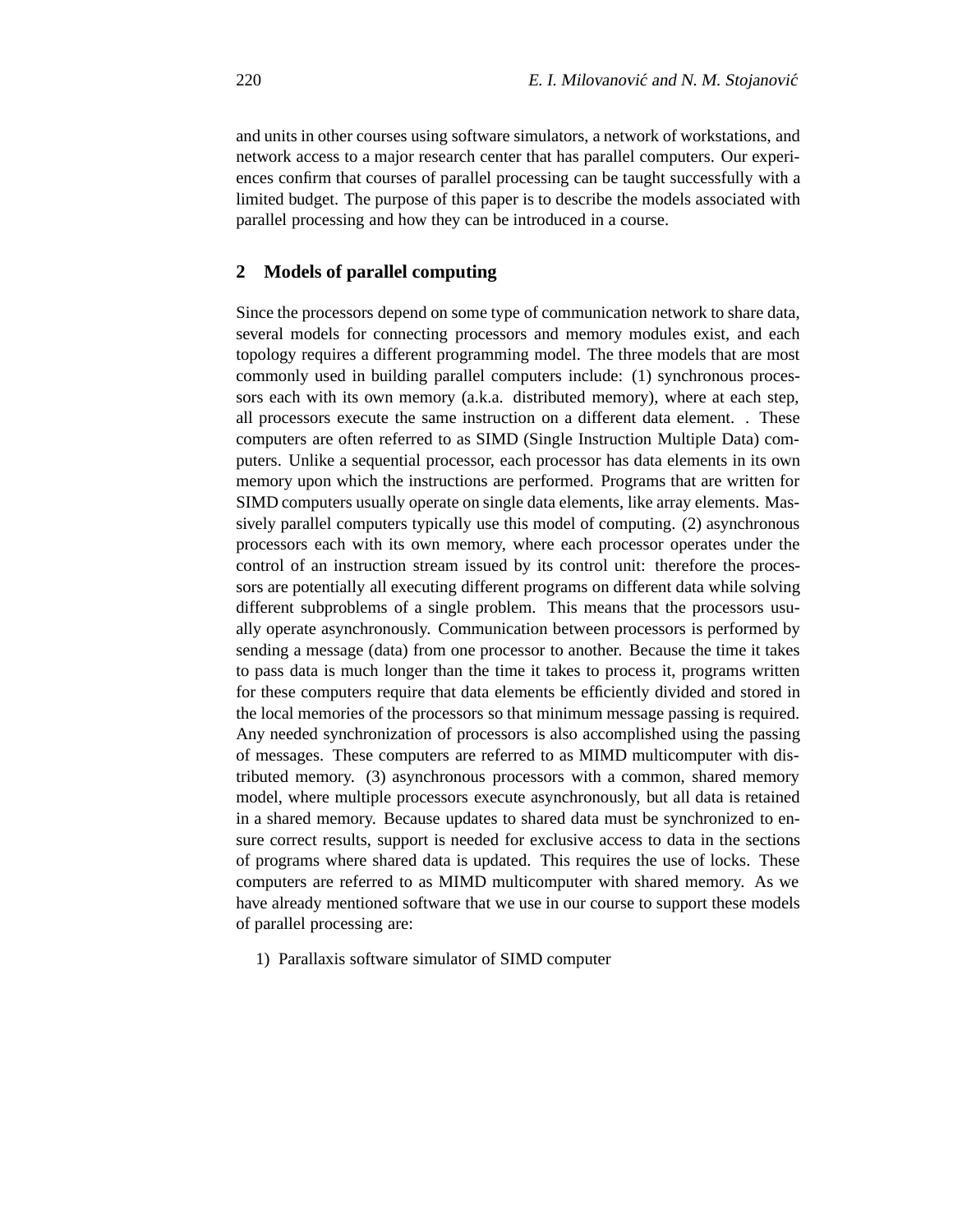and units in other courses using software simulators, a network of workstations, and network access to a major research center that has parallel computers. Our experiences confirm that courses of parallel processing can be taught successfully with a limited budget. The purpose of this paper is to describe the models associated with parallel processing and how they can be introduced in a course.

## 2 Models of parallel computing

Since the processors depend on some type of communication network to share data, several models for connecting processors and memory modules exist, and each topology requires a different programming model. The three models that are most commonly used in building parallel computers include: (1) synchronous processors each with its own memory (a.k.a. distributed memory), where at each step, all processors execute the same instruction on a different data element. . These computers are often referred to as SIMD (Single Instruction Multiple Data) computers. Unlike a sequential processor, each processor has data elements in its own memory upon which the instructions are performed. Programs that are written for SIMD computers usually operate on single data elements, like array elements. Massively parallel computers typically use this model of computing. (2) asynchronous processors each with its own memory, where each processor operates under the control of an instruction stream issued by its control unit: therefore the processors are potentially all executing different programs on different data while solving different subproblems of a single problem. This means that the processors usually operate asynchronously. Communication between processors is performed by sending a message (data) from one processor to another. Because the time it takes to pass data is much longer than the time it takes to process it, programs written for these computers require that data elements be efficiently divided and stored in the local memories of the processors so that minimum message passing is required. Any needed synchronization of processors is also accomplished using the passing of messages. These computers are referred to as MIMD multicomputer with distributed memory. (3) asynchronous processors with a common, shared memory model, where multiple processors execute asynchronously, but all data is retained in a shared memory. Because updates to shared data must be synchronized to ensure correct results, support is needed for exclusive access to data in the sections of programs where shared data is updated. This requires the use of locks. These computers are referred to as MIMD multicomputer with shared memory. As we have already mentioned software that we use in our course to support these models of parallel processing are:

1) Parallaxis software simulator of SIMD computer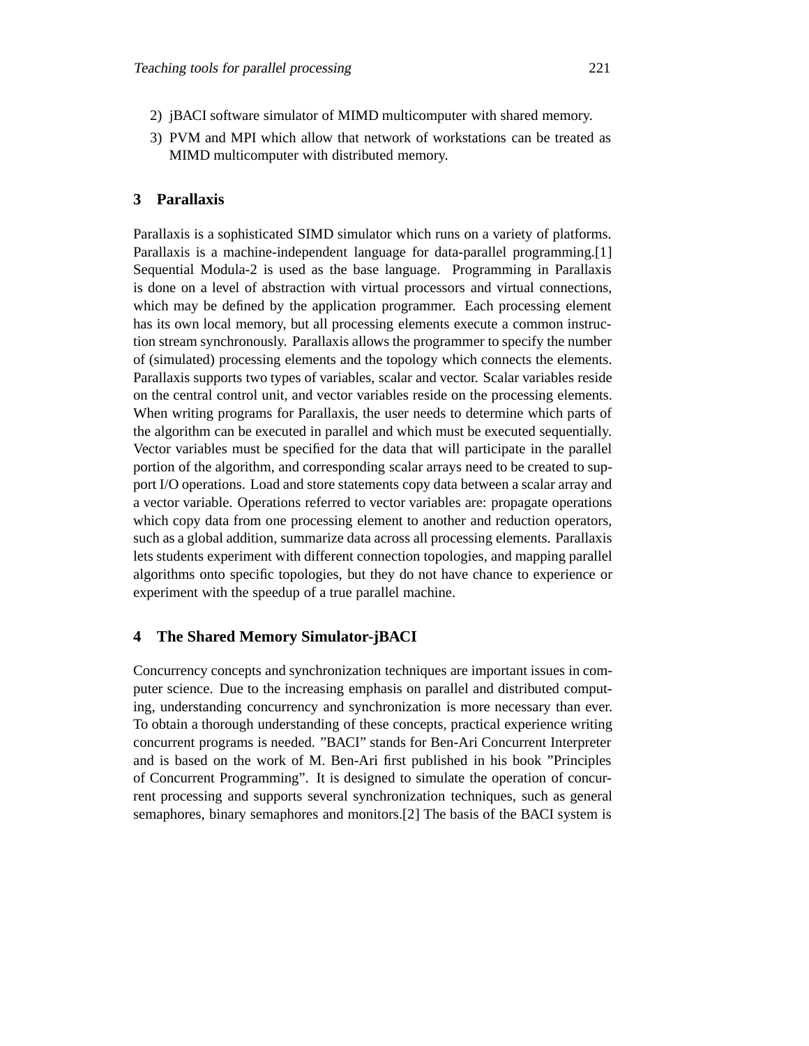2) jBACI software simulator of MIMD multicomputer with shared memory.
3) PVM and MPI which allow that network of workstations can be treated as MIMD multicomputer with distributed memory.

## 3 Parallaxis

Parallaxis is a sophisticated SIMD simulator which runs on a variety of platforms. Parallaxis is a machine-independent language for data-parallel programming.[1] Sequential Modula-2 is used as the base language. Programming in Parallaxis is done on a level of abstraction with virtual processors and virtual connections, which may be defined by the application programmer. Each processing element has its own local memory, but all processing elements execute a common instruction stream synchronously. Parallaxis allows the programmer to specify the number of (simulated) processing elements and the topology which connects the elements. Parallaxis supports two types of variables, scalar and vector. Scalar variables reside on the central control unit, and vector variables reside on the processing elements. When writing programs for Parallaxis, the user needs to determine which parts of the algorithm can be executed in parallel and which must be executed sequentially. Vector variables must be specified for the data that will participate in the parallel portion of the algorithm, and corresponding scalar arrays need to be created to support I/O operations. Load and store statements copy data between a scalar array and a vector variable. Operations referred to vector variables are: propagate operations which copy data from one processing element to another and reduction operators, such as a global addition, summarize data across all processing elements. Parallaxis lets students experiment with different connection topologies, and mapping parallel algorithms onto specific topologies, but they do not have chance to experience or experiment with the speedup of a true parallel machine.

## 4 The Shared Memory Simulator-jBACI

Concurrency concepts and synchronization techniques are important issues in computer science. Due to the increasing emphasis on parallel and distributed computing, understanding concurrency and synchronization is more necessary than ever. To obtain a thorough understanding of these concepts, practical experience writing concurrent programs is needed. "BACI" stands for Ben-Ari Concurrent Interpreter and is based on the work of M. Ben-Ari first published in his book "Principles of Concurrent Programming". It is designed to simulate the operation of concurrent processing and supports several synchronization techniques, such as general semaphores, binary semaphores and monitors.[2] The basis of the BACI system is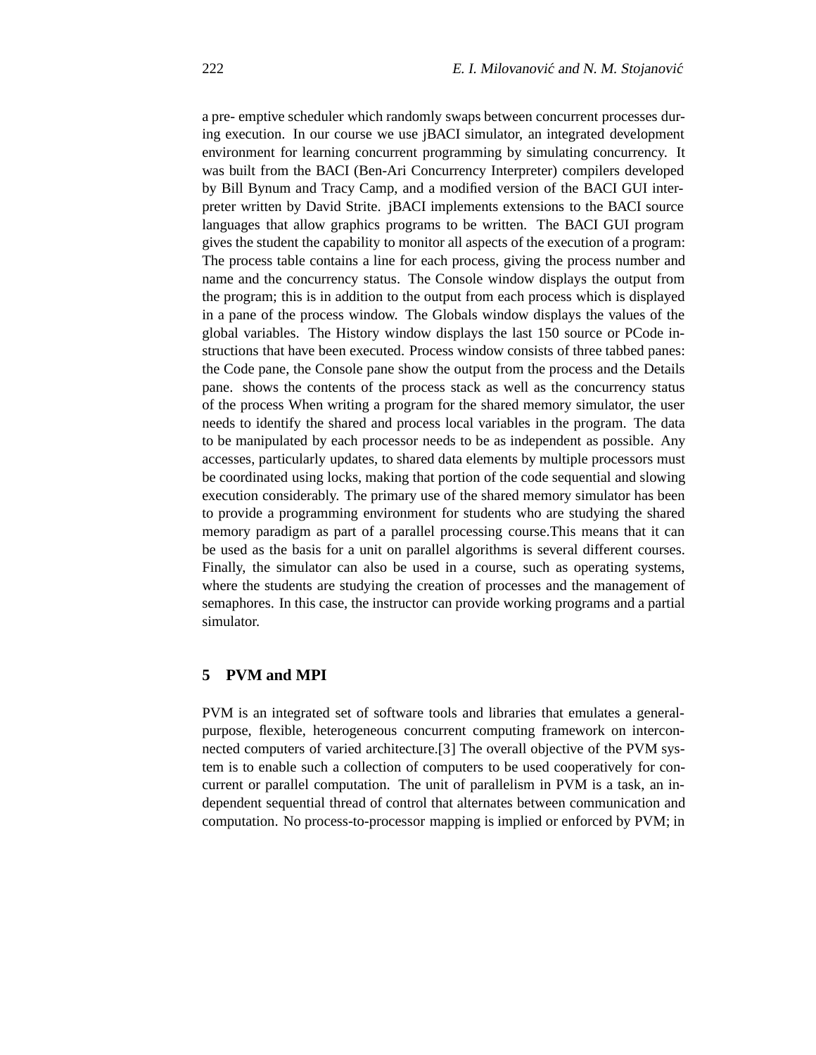a pre- emptive scheduler which randomly swaps between concurrent processes during execution. In our course we use jBACI simulator, an integrated development environment for learning concurrent programming by simulating concurrency. It was built from the BACI (Ben-Ari Concurrency Interpreter) compilers developed by Bill Bynum and Tracy Camp, and a modified version of the BACI GUI interpreter written by David Strite. jBACI implements extensions to the BACI source languages that allow graphics programs to be written. The BACI GUI program gives the student the capability to monitor all aspects of the execution of a program: The process table contains a line for each process, giving the process number and name and the concurrency status. The Console window displays the output from the program; this is in addition to the output from each process which is displayed in a pane of the process window. The Globals window displays the values of the global variables. The History window displays the last 150 source or PCode instructions that have been executed. Process window consists of three tabbed panes: the Code pane, the Console pane show the output from the process and the Details pane. shows the contents of the process stack as well as the concurrency status of the process When writing a program for the shared memory simulator, the user needs to identify the shared and process local variables in the program. The data to be manipulated by each processor needs to be as independent as possible. Any accesses, particularly updates, to shared data elements by multiple processors must be coordinated using locks, making that portion of the code sequential and slowing execution considerably. The primary use of the shared memory simulator has been to provide a programming environment for students who are studying the shared memory paradigm as part of a parallel processing course.This means that it can be used as the basis for a unit on parallel algorithms is several different courses. Finally, the simulator can also be used in a course, such as operating systems, where the students are studying the creation of processes and the management of semaphores. In this case, the instructor can provide working programs and a partial simulator.

## 5 PVM and MPI

PVM is an integrated set of software tools and libraries that emulates a general-purpose, flexible, heterogeneous concurrent computing framework on interconnected computers of varied architecture.[3] The overall objective of the PVM system is to enable such a collection of computers to be used cooperatively for concurrent or parallel computation. The unit of parallelism in PVM is a task, an independent sequential thread of control that alternates between communication and computation. No process-to-processor mapping is implied or enforced by PVM; in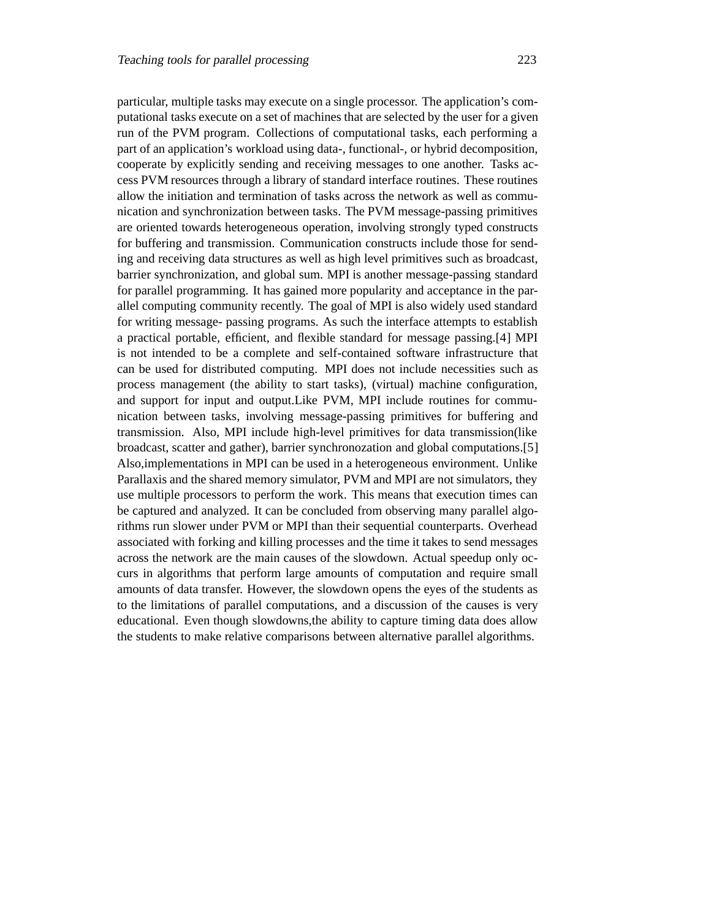particular, multiple tasks may execute on a single processor. The application's computational tasks execute on a set of machines that are selected by the user for a given run of the PVM program. Collections of computational tasks, each performing a part of an application's workload using data-, functional-, or hybrid decomposition, cooperate by explicitly sending and receiving messages to one another. Tasks access PVM resources through a library of standard interface routines. These routines allow the initiation and termination of tasks across the network as well as communication and synchronization between tasks. The PVM message-passing primitives are oriented towards heterogeneous operation, involving strongly typed constructs for buffering and transmission. Communication constructs include those for sending and receiving data structures as well as high level primitives such as broadcast, barrier synchronization, and global sum. MPI is another message-passing standard for parallel programming. It has gained more popularity and acceptance in the parallel computing community recently. The goal of MPI is also widely used standard for writing message- passing programs. As such the interface attempts to establish a practical portable, efficient, and flexible standard for message passing.[4] MPI is not intended to be a complete and self-contained software infrastructure that can be used for distributed computing. MPI does not include necessities such as process management (the ability to start tasks), (virtual) machine configuration, and support for input and output.Like PVM, MPI include routines for communication between tasks, involving message-passing primitives for buffering and transmission. Also, MPI include high-level primitives for data transmission(like broadcast, scatter and gather), barrier synchronozation and global computations.[5] Also,implementations in MPI can be used in a heterogeneous environment. Unlike Parallaxis and the shared memory simulator, PVM and MPI are not simulators, they use multiple processors to perform the work. This means that execution times can be captured and analyzed. It can be concluded from observing many parallel algorithms run slower under PVM or MPI than their sequential counterparts. Overhead associated with forking and killing processes and the time it takes to send messages across the network are the main causes of the slowdown. Actual speedup only occurs in algorithms that perform large amounts of computation and require small amounts of data transfer. However, the slowdown opens the eyes of the students as to the limitations of parallel computations, and a discussion of the causes is very educational. Even though slowdowns,the ability to capture timing data does allow the students to make relative comparisons between alternative parallel algorithms.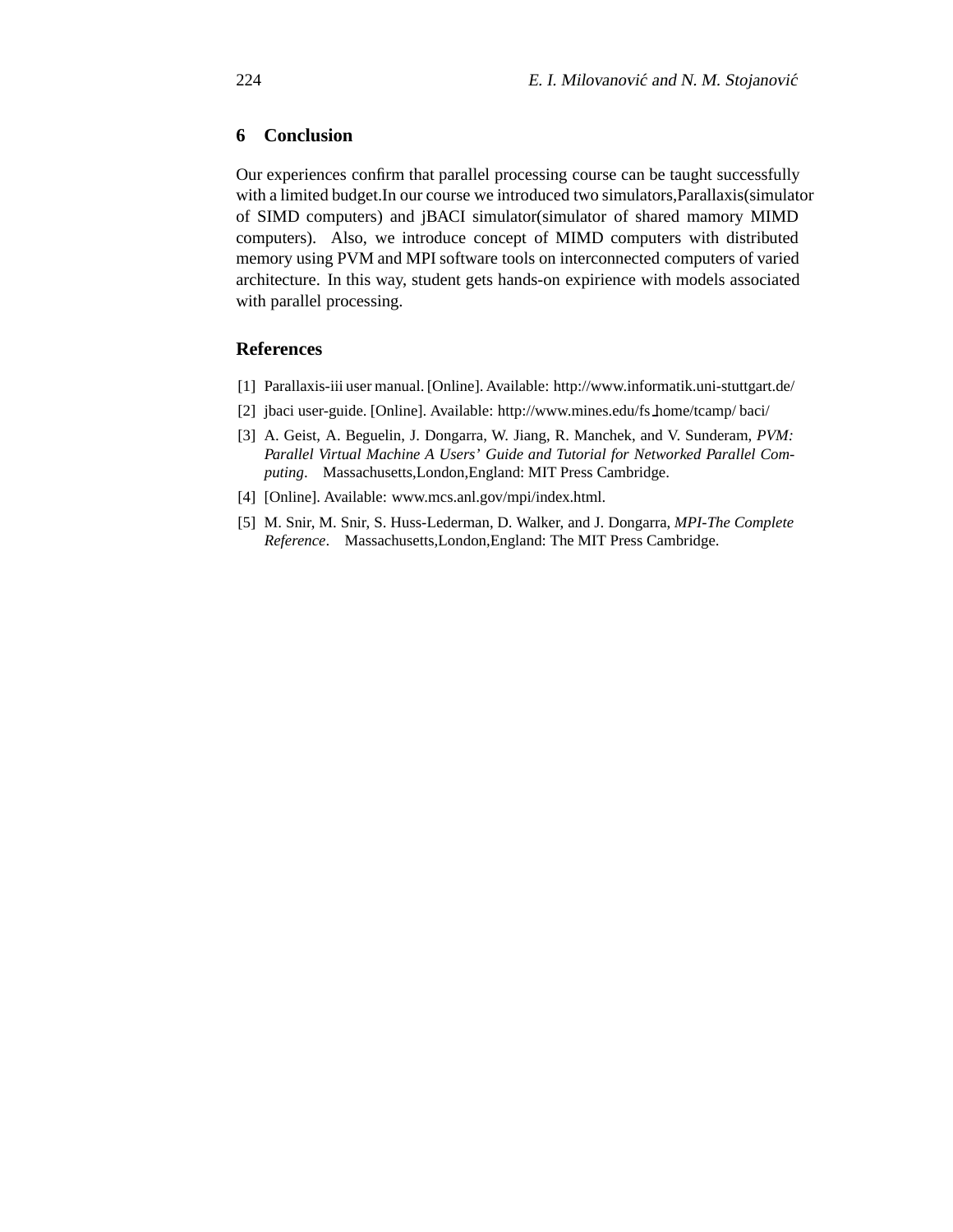## 6 Conclusion

Our experiences confirm that parallel processing course can be taught successfully with a limited budget.In our course we introduced two simulators,Parallaxis(simulator of SIMD computers) and jBACI simulator(simulator of shared mamory MIMD computers). Also, we introduce concept of MIMD computers with distributed memory using PVM and MPI software tools on interconnected computers of varied architecture. In this way, student gets hands-on expirience with models associated with parallel processing.

## References

[1] Parallaxis-iii user manual. [Online]. Available: http://www.informatik.uni-stuttgart.de/

[2] jbaci user-guide. [Online]. Available: http://www.mines.edu/fs_home/tcamp/ baci/

[3] A. Geist, A. Beguelin, J. Dongarra, W. Jiang, R. Manchek, and V. Sunderam, *PVM: Parallel Virtual Machine A Users' Guide and Tutorial for Networked Parallel Computing*. Massachusetts,London,England: MIT Press Cambridge.

[4] [Online]. Available: www.mcs.anl.gov/mpi/index.html.

[5] M. Snir, M. Snir, S. Huss-Lederman, D. Walker, and J. Dongarra, *MPI-The Complete Reference*. Massachusetts,London,England: The MIT Press Cambridge.